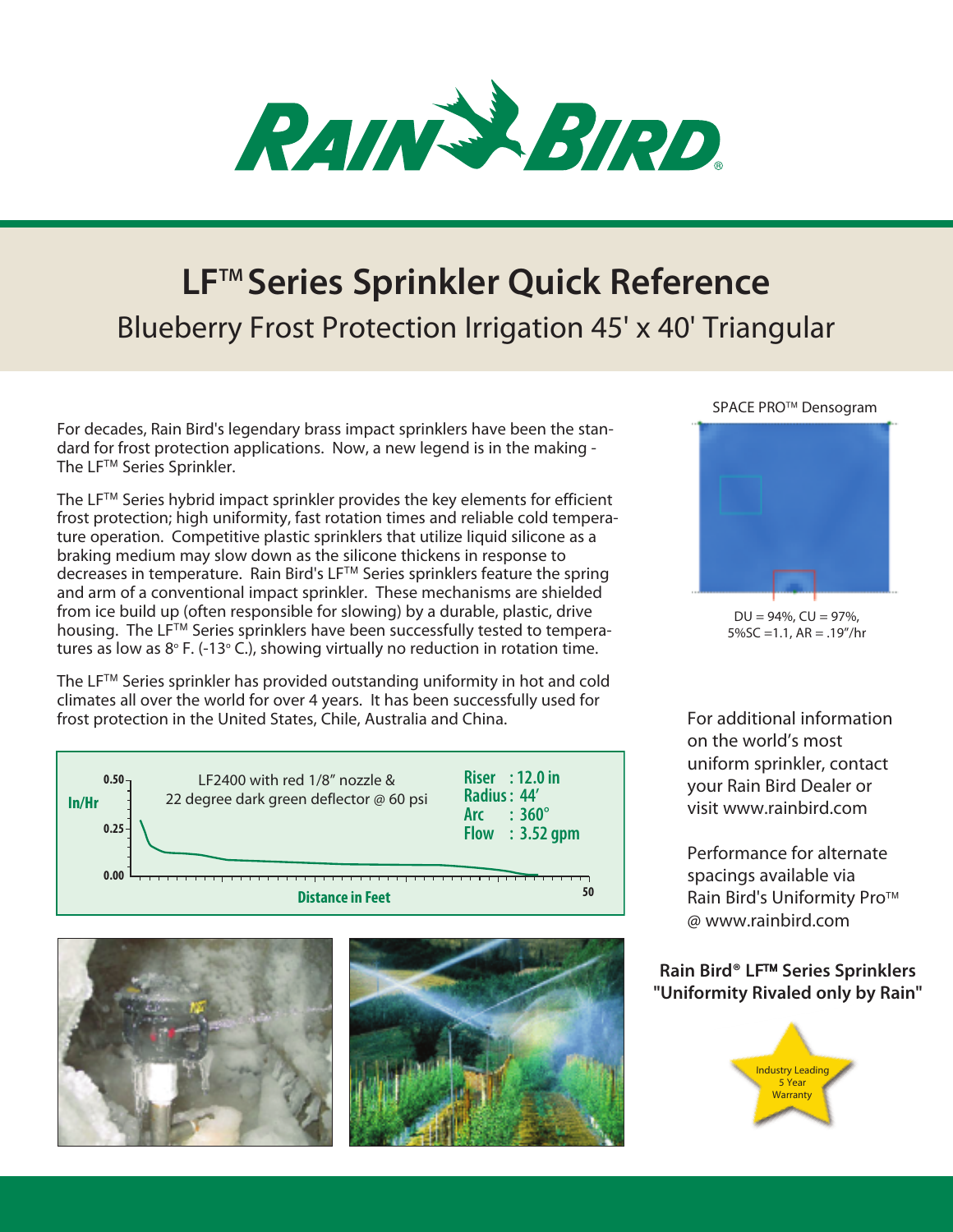# LF™ Series Sprinkler Quick Reference

## Blueberry Frost Protection Irrigation 45' x 40' Triangular

For decades, Rain Bird's legendary brass impact sprinklers have been the standard for frost protection applications. Now, a new legend is in the making - The LF™ Series Sprinkler.

The LF™ Series hybrid impact sprinkler provides the key elements for efficient frost protection; high uniformity, fast rotation times and reliable cold temperature operation. Competitive plastic sprinklers that utilize liquid silicone as a braking medium may slow down as the silicone thickens in response to decreases in temperature. Rain Bird's LF™ Series sprinklers feature the spring and arm of a conventional impact sprinkler. These mechanisms are shielded from ice build up (often responsible for slowing) by a durable, plastic, drive housing. The LF™ Series sprinklers have been successfully tested to temperatures as low as 8° F. (-13° C.), showing virtually no reduction in rotation time.

The LF™ Series sprinkler has provided outstanding uniformity in hot and cold climates all over the world for over 4 years. It has been successfully used for frost protection in the United States, Chile, Australia and China.

LF2400 with red 1/8" nozzle & 22 degree dark green deflector @ 60 psi

- **Riser : 12.0 in**
- **Radius : 44'**
- **Arc : 360°**
- **Flow : 3.52 gpm**

In/Hr (0.00 – 0.50) vs. Distance in Feet (0 – 50)

SPACE PRO™ Densogram

DU = 94%, CU = 97%, 5%SC = 1.1, AR = .19"/hr

For additional information on the world's most uniform sprinkler, contact your Rain Bird Dealer or visit www.rainbird.com

Performance for alternate spacings available via Rain Bird's Uniformity Pro™ @ www.rainbird.com

**Rain Bird® LF™ Series Sprinklers "Uniformity Rivaled only by Rain"**

Industry Leading 5 Year Warranty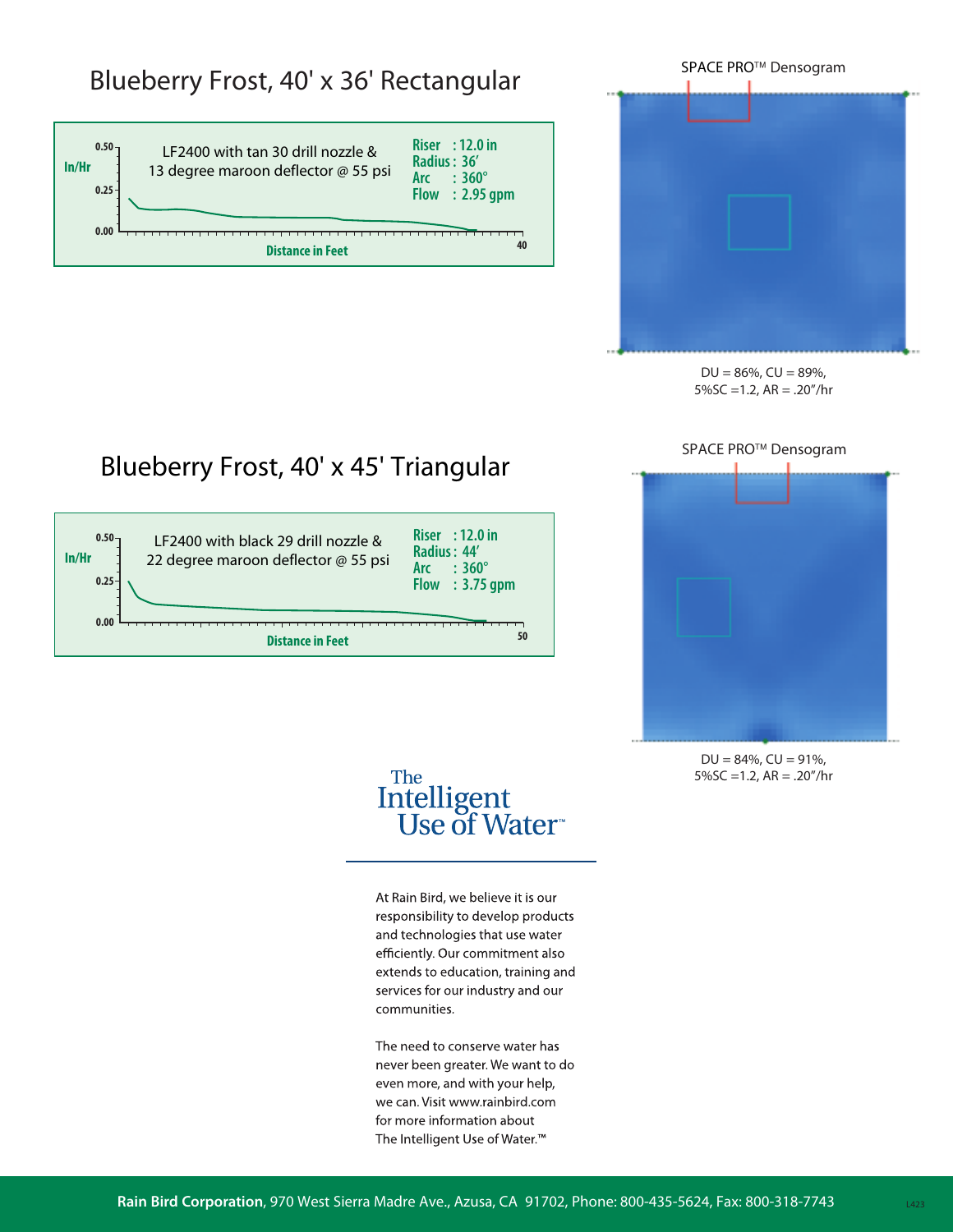## Blueberry Frost, 40' x 36' Rectangular

0.50
In/Hr
0.25
0.00
Distance in Feet
40

LF2400 with tan 30 drill nozzle &
13 degree maroon deflector @ 55 psi

Riser : 12.0 in
Radius : 36'
Arc : 360°
Flow : 2.95 gpm

SPACE PRO™ Densogram

DU = 86%, CU = 89%,
5%SC =1.2, AR = .20"/hr

## Blueberry Frost, 40' x 45' Triangular

0.50
In/Hr
0.25
0.00
Distance in Feet
50

LF2400 with black 29 drill nozzle &
22 degree maroon deflector @ 55 psi

Riser : 12.0 in
Radius : 44'
Arc : 360°
Flow : 3.75 gpm

SPACE PRO™ Densogram

DU = 84%, CU = 91%,
5%SC =1.2, AR = .20"/hr

### The Intelligent Use of Water™

At Rain Bird, we believe it is our responsibility to develop products and technologies that use water efficiently. Our commitment also extends to education, training and services for our industry and our communities.

The need to conserve water has never been greater. We want to do even more, and with your help, we can. Visit www.rainbird.com for more information about The Intelligent Use of Water.™

**Rain Bird Corporation**, 970 West Sierra Madre Ave., Azusa, CA 91702, Phone: 800-435-5624, Fax: 800-318-7743

L423